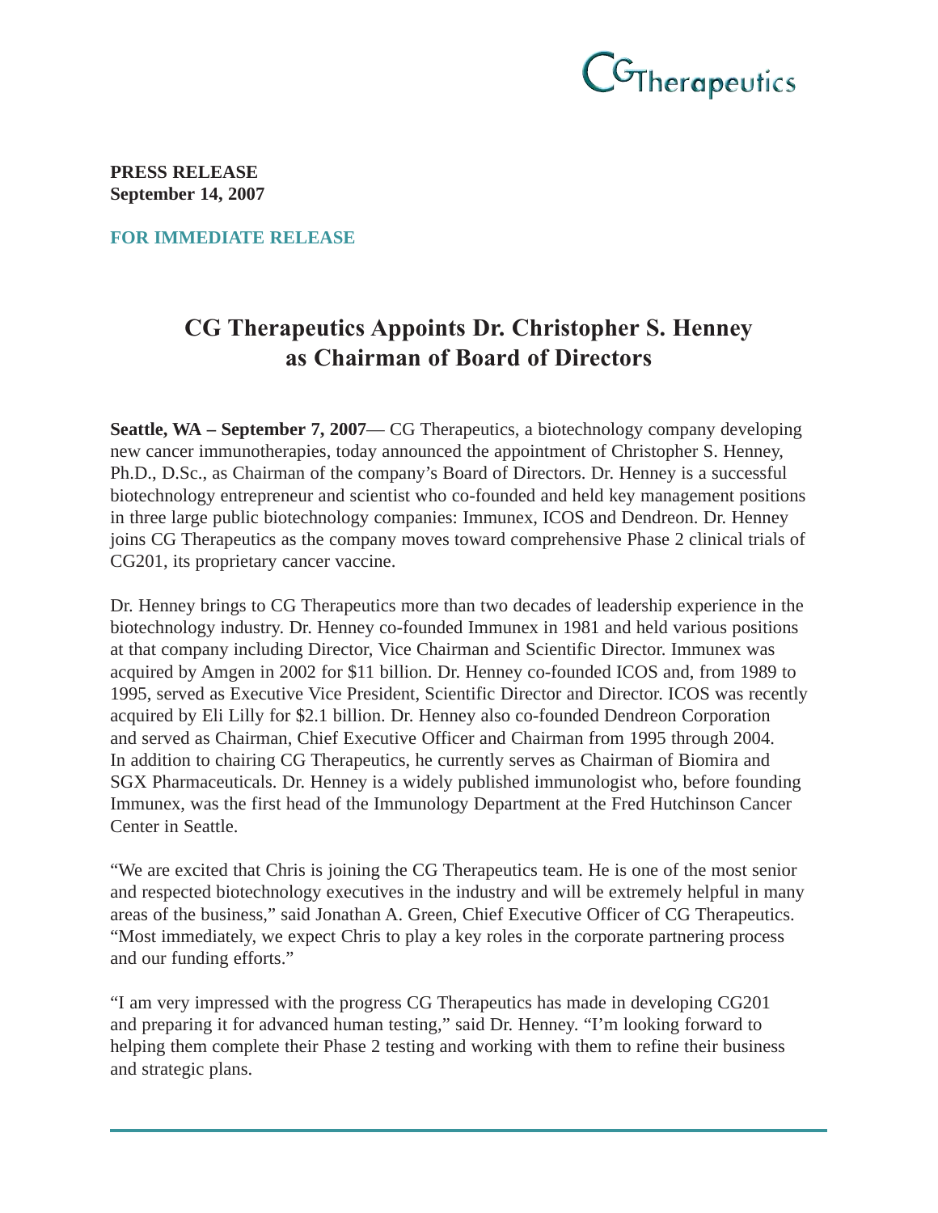CGTherapeutics

**PRESS RELEASE**
**September 14, 2007**

**FOR IMMEDIATE RELEASE**

# CG Therapeutics Appoints Dr. Christopher S. Henney as Chairman of Board of Directors

**Seattle, WA – September 7, 2007**— CG Therapeutics, a biotechnology company developing new cancer immunotherapies, today announced the appointment of Christopher S. Henney, Ph.D., D.Sc., as Chairman of the company's Board of Directors. Dr. Henney is a successful biotechnology entrepreneur and scientist who co-founded and held key management positions in three large public biotechnology companies: Immunex, ICOS and Dendreon. Dr. Henney joins CG Therapeutics as the company moves toward comprehensive Phase 2 clinical trials of CG201, its proprietary cancer vaccine.

Dr. Henney brings to CG Therapeutics more than two decades of leadership experience in the biotechnology industry. Dr. Henney co-founded Immunex in 1981 and held various positions at that company including Director, Vice Chairman and Scientific Director. Immunex was acquired by Amgen in 2002 for $11 billion. Dr. Henney co-founded ICOS and, from 1989 to 1995, served as Executive Vice President, Scientific Director and Director. ICOS was recently acquired by Eli Lilly for $2.1 billion. Dr. Henney also co-founded Dendreon Corporation and served as Chairman, Chief Executive Officer and Chairman from 1995 through 2004. In addition to chairing CG Therapeutics, he currently serves as Chairman of Biomira and SGX Pharmaceuticals. Dr. Henney is a widely published immunologist who, before founding Immunex, was the first head of the Immunology Department at the Fred Hutchinson Cancer Center in Seattle.

"We are excited that Chris is joining the CG Therapeutics team. He is one of the most senior and respected biotechnology executives in the industry and will be extremely helpful in many areas of the business," said Jonathan A. Green, Chief Executive Officer of CG Therapeutics. "Most immediately, we expect Chris to play a key roles in the corporate partnering process and our funding efforts."

"I am very impressed with the progress CG Therapeutics has made in developing CG201 and preparing it for advanced human testing," said Dr. Henney. "I'm looking forward to helping them complete their Phase 2 testing and working with them to refine their business and strategic plans.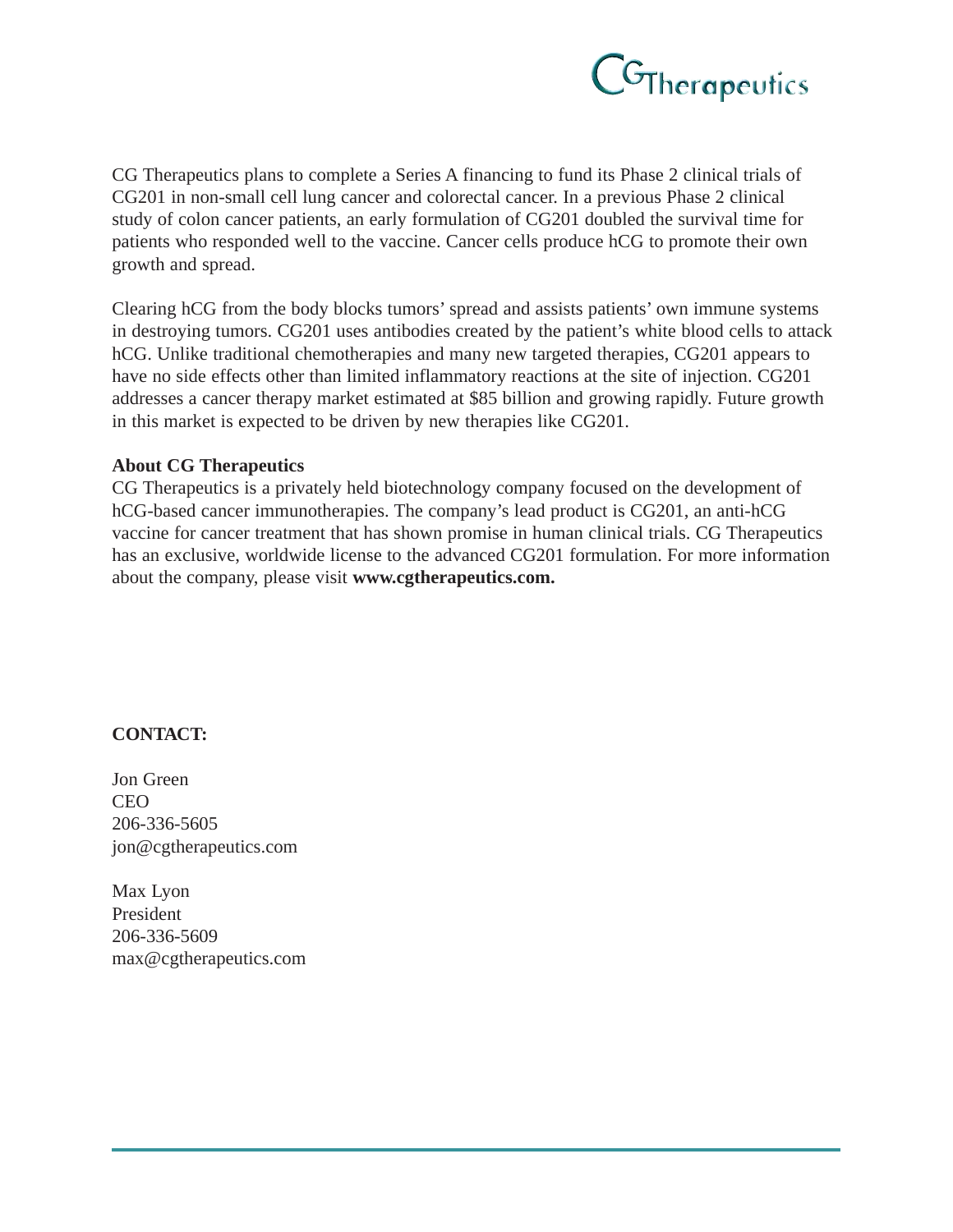CG Therapeutics plans to complete a Series A financing to fund its Phase 2 clinical trials of CG201 in non-small cell lung cancer and colorectal cancer. In a previous Phase 2 clinical study of colon cancer patients, an early formulation of CG201 doubled the survival time for patients who responded well to the vaccine. Cancer cells produce hCG to promote their own growth and spread.

Clearing hCG from the body blocks tumors' spread and assists patients' own immune systems in destroying tumors. CG201 uses antibodies created by the patient's white blood cells to attack hCG. Unlike traditional chemotherapies and many new targeted therapies, CG201 appears to have no side effects other than limited inflammatory reactions at the site of injection. CG201 addresses a cancer therapy market estimated at $85 billion and growing rapidly. Future growth in this market is expected to be driven by new therapies like CG201.

**About CG Therapeutics**

CG Therapeutics is a privately held biotechnology company focused on the development of hCG-based cancer immunotherapies. The company's lead product is CG201, an anti-hCG vaccine for cancer treatment that has shown promise in human clinical trials. CG Therapeutics has an exclusive, worldwide license to the advanced CG201 formulation. For more information about the company, please visit **www.cgtherapeutics.com.**

**CONTACT:**

Jon Green
CEO
206-336-5605
jon@cgtherapeutics.com

Max Lyon
President
206-336-5609
max@cgtherapeutics.com